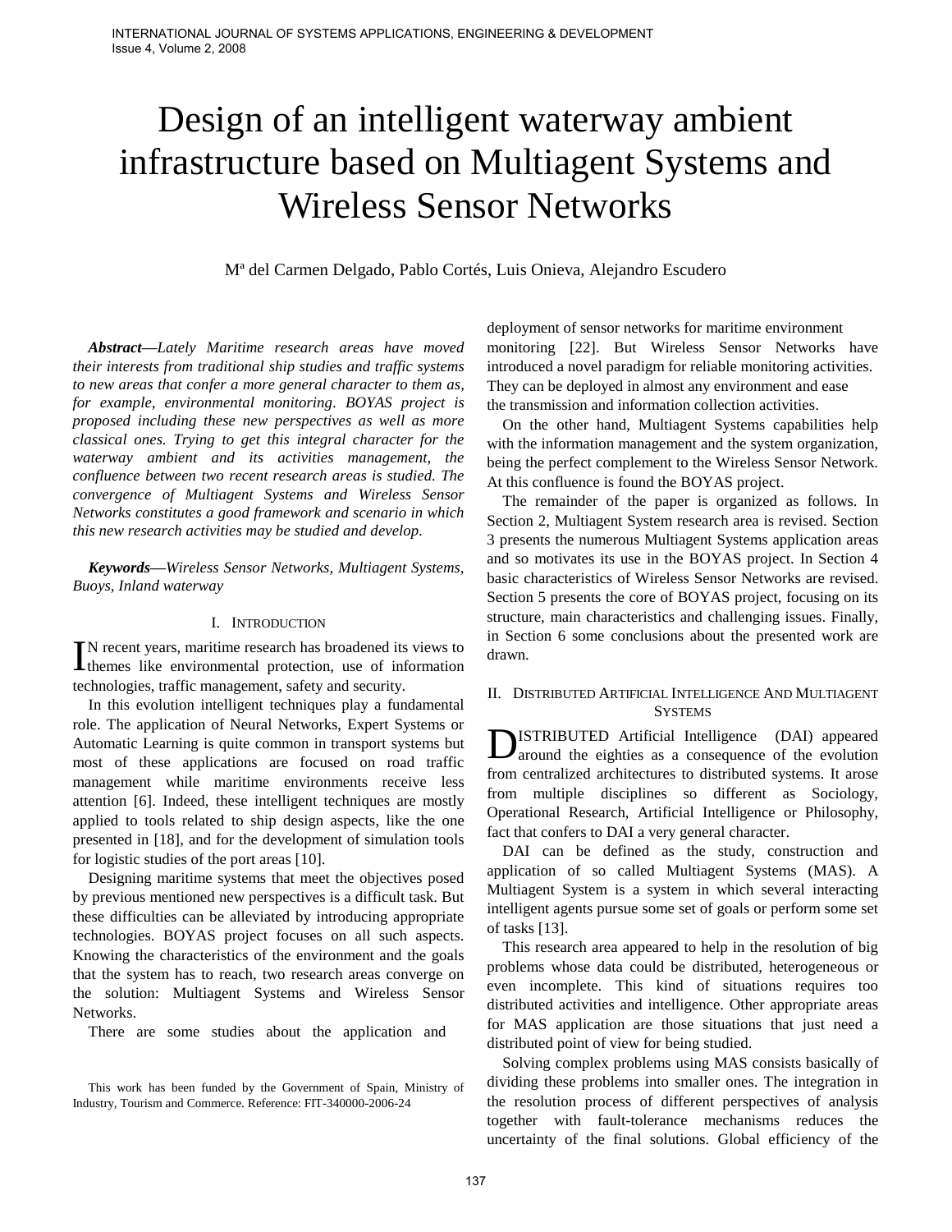# Design of an intelligent waterway ambient infrastructure based on Multiagent Systems and Wireless Sensor Networks

Mª del Carmen Delgado, Pablo Cortés, Luis Onieva, Alejandro Escudero

***Abstract*—*Lately Maritime research areas have moved their interests from traditional ship studies and traffic systems to new areas that confer a more general character to them as, for example, environmental monitoring. BOYAS project is proposed including these new perspectives as well as more classical ones. Trying to get this integral character for the waterway ambient and its activities management, the confluence between two recent research areas is studied. The convergence of Multiagent Systems and Wireless Sensor Networks constitutes a good framework and scenario in which this new research activities may be studied and develop.***

***Keywords*—*Wireless Sensor Networks, Multiagent Systems, Buoys, Inland waterway***

## I. Introduction

IN recent years, maritime research has broadened its views to themes like environmental protection, use of information technologies, traffic management, safety and security.

In this evolution intelligent techniques play a fundamental role. The application of Neural Networks, Expert Systems or Automatic Learning is quite common in transport systems but most of these applications are focused on road traffic management while maritime environments receive less attention [6]. Indeed, these intelligent techniques are mostly applied to tools related to ship design aspects, like the one presented in [18], and for the development of simulation tools for logistic studies of the port areas [10].

Designing maritime systems that meet the objectives posed by previous mentioned new perspectives is a difficult task. But these difficulties can be alleviated by introducing appropriate technologies. BOYAS project focuses on all such aspects. Knowing the characteristics of the environment and the goals that the system has to reach, two research areas converge on the solution: Multiagent Systems and Wireless Sensor Networks.

There are some studies about the application and deployment of sensor networks for maritime environment monitoring [22]. But Wireless Sensor Networks have introduced a novel paradigm for reliable monitoring activities. They can be deployed in almost any environment and ease the transmission and information collection activities.

On the other hand, Multiagent Systems capabilities help with the information management and the system organization, being the perfect complement to the Wireless Sensor Network. At this confluence is found the BOYAS project.

The remainder of the paper is organized as follows. In Section 2, Multiagent System research area is revised. Section 3 presents the numerous Multiagent Systems application areas and so motivates its use in the BOYAS project. In Section 4 basic characteristics of Wireless Sensor Networks are revised. Section 5 presents the core of BOYAS project, focusing on its structure, main characteristics and challenging issues. Finally, in Section 6 some conclusions about the presented work are drawn.

## II. Distributed Artificial Intelligence And Multiagent Systems

DISTRIBUTED Artificial Intelligence (DAI) appeared around the eighties as a consequence of the evolution from centralized architectures to distributed systems. It arose from multiple disciplines so different as Sociology, Operational Research, Artificial Intelligence or Philosophy, fact that confers to DAI a very general character.

DAI can be defined as the study, construction and application of so called Multiagent Systems (MAS). A Multiagent System is a system in which several interacting intelligent agents pursue some set of goals or perform some set of tasks [13].

This research area appeared to help in the resolution of big problems whose data could be distributed, heterogeneous or even incomplete. This kind of situations requires too distributed activities and intelligence. Other appropriate areas for MAS application are those situations that just need a distributed point of view for being studied.

Solving complex problems using MAS consists basically of dividing these problems into smaller ones. The integration in the resolution process of different perspectives of analysis together with fault-tolerance mechanisms reduces the uncertainty of the final solutions. Global efficiency of the

This work has been funded by the Government of Spain, Ministry of Industry, Tourism and Commerce. Reference: FIT-340000-2006-24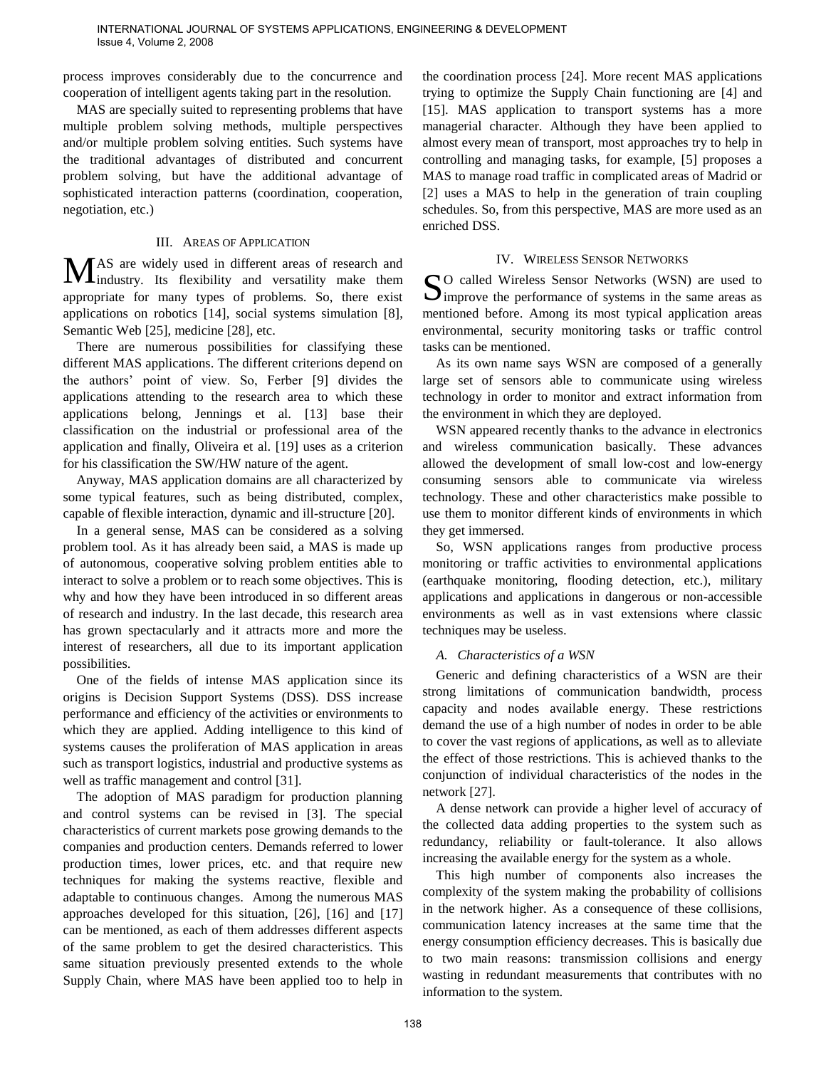process improves considerably due to the concurrence and cooperation of intelligent agents taking part in the resolution.

MAS are specially suited to representing problems that have multiple problem solving methods, multiple perspectives and/or multiple problem solving entities. Such systems have the traditional advantages of distributed and concurrent problem solving, but have the additional advantage of sophisticated interaction patterns (coordination, cooperation, negotiation, etc.)

## III. Areas of Application

MAS are widely used in different areas of research and industry. Its flexibility and versatility make them appropriate for many types of problems. So, there exist applications on robotics [14], social systems simulation [8], Semantic Web [25], medicine [28], etc.

There are numerous possibilities for classifying these different MAS applications. The different criterions depend on the authors' point of view. So, Ferber [9] divides the applications attending to the research area to which these applications belong, Jennings et al. [13] base their classification on the industrial or professional area of the application and finally, Oliveira et al. [19] uses as a criterion for his classification the SW/HW nature of the agent.

Anyway, MAS application domains are all characterized by some typical features, such as being distributed, complex, capable of flexible interaction, dynamic and ill-structure [20].

In a general sense, MAS can be considered as a solving problem tool. As it has already been said, a MAS is made up of autonomous, cooperative solving problem entities able to interact to solve a problem or to reach some objectives. This is why and how they have been introduced in so different areas of research and industry. In the last decade, this research area has grown spectacularly and it attracts more and more the interest of researchers, all due to its important application possibilities.

One of the fields of intense MAS application since its origins is Decision Support Systems (DSS). DSS increase performance and efficiency of the activities or environments to which they are applied. Adding intelligence to this kind of systems causes the proliferation of MAS application in areas such as transport logistics, industrial and productive systems as well as traffic management and control [31].

The adoption of MAS paradigm for production planning and control systems can be revised in [3]. The special characteristics of current markets pose growing demands to the companies and production centers. Demands referred to lower production times, lower prices, etc. and that require new techniques for making the systems reactive, flexible and adaptable to continuous changes. Among the numerous MAS approaches developed for this situation, [26], [16] and [17] can be mentioned, as each of them addresses different aspects of the same problem to get the desired characteristics. This same situation previously presented extends to the whole Supply Chain, where MAS have been applied too to help in the coordination process [24]. More recent MAS applications trying to optimize the Supply Chain functioning are [4] and [15]. MAS application to transport systems has a more managerial character. Although they have been applied to almost every mean of transport, most approaches try to help in controlling and managing tasks, for example, [5] proposes a MAS to manage road traffic in complicated areas of Madrid or [2] uses a MAS to help in the generation of train coupling schedules. So, from this perspective, MAS are more used as an enriched DSS.

## IV. Wireless Sensor Networks

So called Wireless Sensor Networks (WSN) are used to improve the performance of systems in the same areas as mentioned before. Among its most typical application areas environmental, security monitoring tasks or traffic control tasks can be mentioned.

As its own name says WSN are composed of a generally large set of sensors able to communicate using wireless technology in order to monitor and extract information from the environment in which they are deployed.

WSN appeared recently thanks to the advance in electronics and wireless communication basically. These advances allowed the development of small low-cost and low-energy consuming sensors able to communicate via wireless technology. These and other characteristics make possible to use them to monitor different kinds of environments in which they get immersed.

So, WSN applications ranges from productive process monitoring or traffic activities to environmental applications (earthquake monitoring, flooding detection, etc.), military applications and applications in dangerous or non-accessible environments as well as in vast extensions where classic techniques may be useless.

### A. Characteristics of a WSN

Generic and defining characteristics of a WSN are their strong limitations of communication bandwidth, process capacity and nodes available energy. These restrictions demand the use of a high number of nodes in order to be able to cover the vast regions of applications, as well as to alleviate the effect of those restrictions. This is achieved thanks to the conjunction of individual characteristics of the nodes in the network [27].

A dense network can provide a higher level of accuracy of the collected data adding properties to the system such as redundancy, reliability or fault-tolerance. It also allows increasing the available energy for the system as a whole.

This high number of components also increases the complexity of the system making the probability of collisions in the network higher. As a consequence of these collisions, communication latency increases at the same time that the energy consumption efficiency decreases. This is basically due to two main reasons: transmission collisions and energy wasting in redundant measurements that contributes with no information to the system.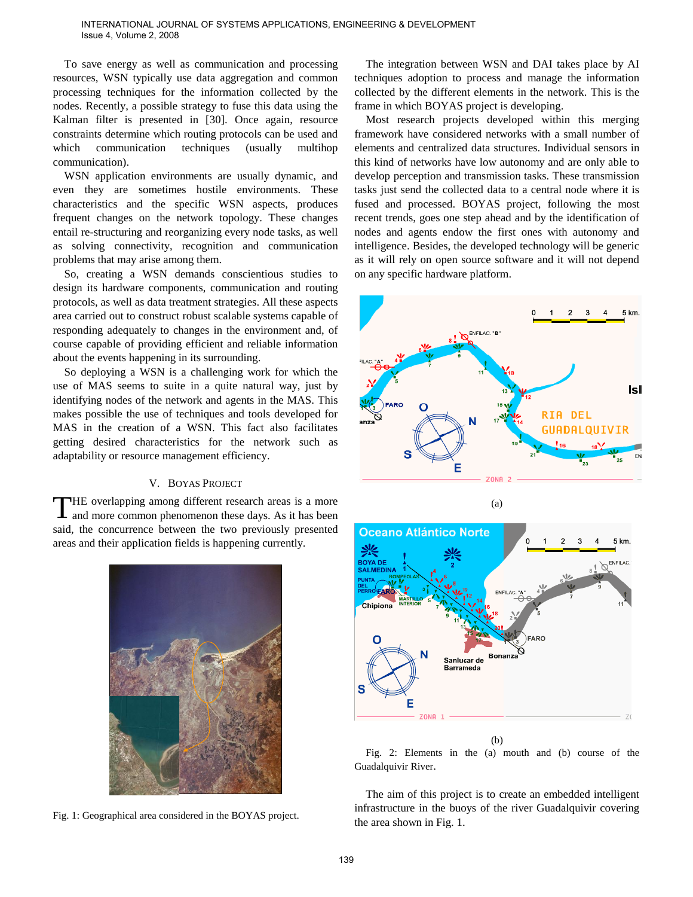To save energy as well as communication and processing resources, WSN typically use data aggregation and common processing techniques for the information collected by the nodes. Recently, a possible strategy to fuse this data using the Kalman filter is presented in [30]. Once again, resource constraints determine which routing protocols can be used and which communication techniques (usually multihop communication).

WSN application environments are usually dynamic, and even they are sometimes hostile environments. These characteristics and the specific WSN aspects, produces frequent changes on the network topology. These changes entail re-structuring and reorganizing every node tasks, as well as solving connectivity, recognition and communication problems that may arise among them.

So, creating a WSN demands conscientious studies to design its hardware components, communication and routing protocols, as well as data treatment strategies. All these aspects area carried out to construct robust scalable systems capable of responding adequately to changes in the environment and, of course capable of providing efficient and reliable information about the events happening in its surrounding.

So deploying a WSN is a challenging work for which the use of MAS seems to suite in a quite natural way, just by identifying nodes of the network and agents in the MAS. This makes possible the use of techniques and tools developed for MAS in the creation of a WSN. This fact also facilitates getting desired characteristics for the network such as adaptability or resource management efficiency.

## V. BOYAS PROJECT

THE overlapping among different research areas is a more and more common phenomenon these days. As it has been said, the concurrence between the two previously presented areas and their application fields is happening currently.

Fig. 1: Geographical area considered in the BOYAS project.

The integration between WSN and DAI takes place by AI techniques adoption to process and manage the information collected by the different elements in the network. This is the frame in which BOYAS project is developing.

Most research projects developed within this merging framework have considered networks with a small number of elements and centralized data structures. Individual sensors in this kind of networks have low autonomy and are only able to develop perception and transmission tasks. These transmission tasks just send the collected data to a central node where it is fused and processed. BOYAS project, following the most recent trends, goes one step ahead and by the identification of nodes and agents endow the first ones with autonomy and intelligence. Besides, the developed technology will be generic as it will rely on open source software and it will not depend on any specific hardware platform.

(a)

(b)

Fig. 2: Elements in the (a) mouth and (b) course of the Guadalquivir River.

The aim of this project is to create an embedded intelligent infrastructure in the buoys of the river Guadalquivir covering the area shown in Fig. 1.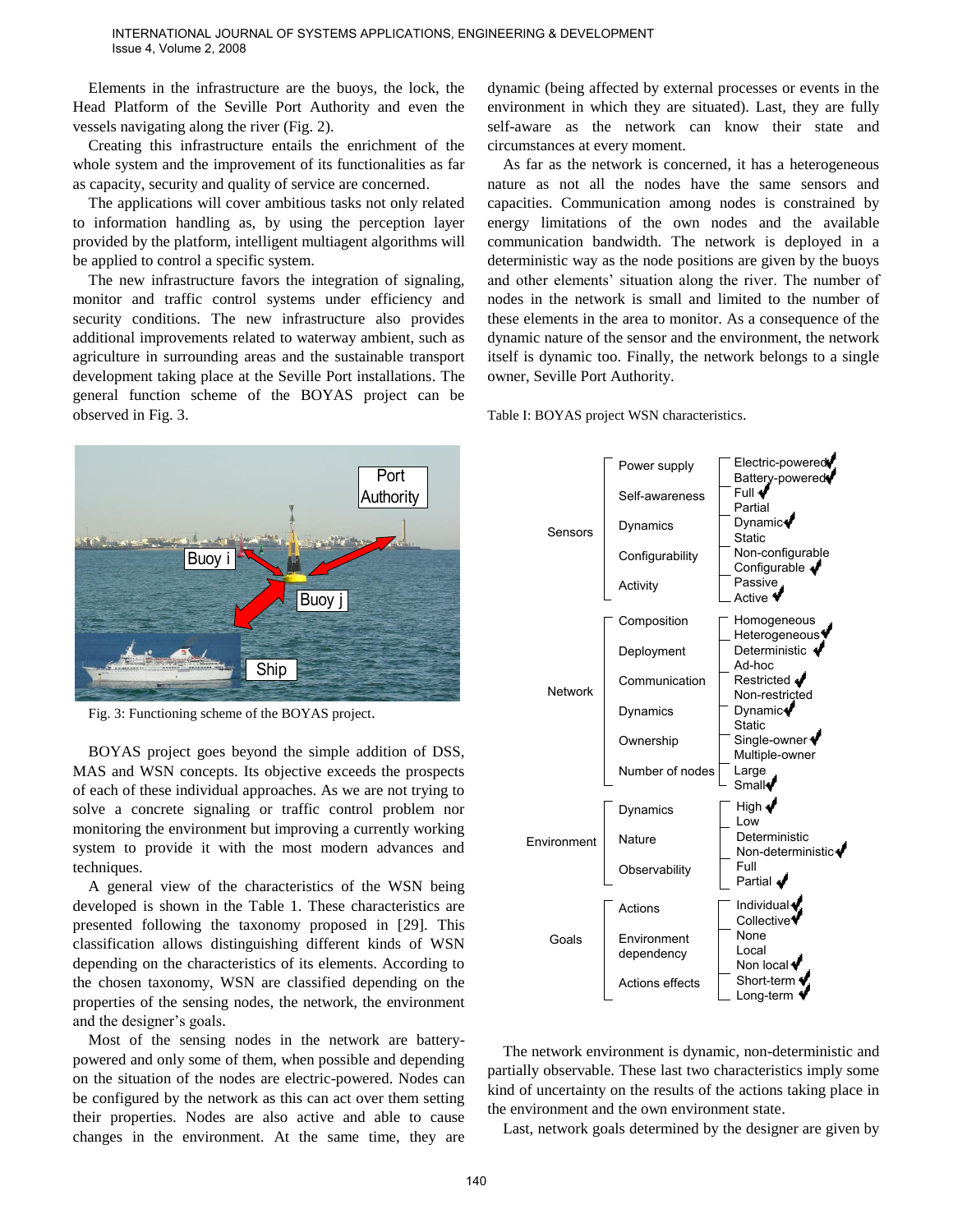Elements in the infrastructure are the buoys, the lock, the Head Platform of the Seville Port Authority and even the vessels navigating along the river (Fig. 2).

Creating this infrastructure entails the enrichment of the whole system and the improvement of its functionalities as far as capacity, security and quality of service are concerned.

The applications will cover ambitious tasks not only related to information handling as, by using the perception layer provided by the platform, intelligent multiagent algorithms will be applied to control a specific system.

The new infrastructure favors the integration of signaling, monitor and traffic control systems under efficiency and security conditions. The new infrastructure also provides additional improvements related to waterway ambient, such as agriculture in surrounding areas and the sustainable transport development taking place at the Seville Port installations. The general function scheme of the BOYAS project can be observed in Fig. 3.

Fig. 3: Functioning scheme of the BOYAS project.

BOYAS project goes beyond the simple addition of DSS, MAS and WSN concepts. Its objective exceeds the prospects of each of these individual approaches. As we are not trying to solve a concrete signaling or traffic control problem nor monitoring the environment but improving a currently working system to provide it with the most modern advances and techniques.

A general view of the characteristics of the WSN being developed is shown in the Table 1. These characteristics are presented following the taxonomy proposed in [29]. This classification allows distinguishing different kinds of WSN depending on the characteristics of its elements. According to the chosen taxonomy, WSN are classified depending on the properties of the sensing nodes, the network, the environment and the designer's goals.

Most of the sensing nodes in the network are battery-powered and only some of them, when possible and depending on the situation of the nodes are electric-powered. Nodes can be configured by the network as this can act over them setting their properties. Nodes are also active and able to cause changes in the environment. At the same time, they are dynamic (being affected by external processes or events in the environment in which they are situated). Last, they are fully self-aware as the network can know their state and circumstances at every moment.

As far as the network is concerned, it has a heterogeneous nature as not all the nodes have the same sensors and capacities. Communication among nodes is constrained by energy limitations of the own nodes and the available communication bandwidth. The network is deployed in a deterministic way as the node positions are given by the buoys and other elements' situation along the river. The number of nodes in the network is small and limited to the number of these elements in the area to monitor. As a consequence of the dynamic nature of the sensor and the environment, the network itself is dynamic too. Finally, the network belongs to a single owner, Seville Port Authority.

Table I: BOYAS project WSN characteristics.

| Category | Characteristic | Options |
| --- | --- | --- |
| Sensors | Power supply | Electric-powered ✔, Battery-powered ✔ |
| | Self-awareness | Full ✔, Partial |
| | Dynamics | Dynamic ✔, Static |
| | Configurability | Non-configurable, Configurable ✔ |
| | Activity | Passive, Active ✔ |
| Network | Composition | Homogeneous, Heterogeneous ✔ |
| | Deployment | Deterministic ✔, Ad-hoc |
| | Communication | Restricted ✔, Non-restricted |
| | Dynamics | Dynamic ✔, Static |
| | Ownership | Single-owner ✔, Multiple-owner |
| | Number of nodes | Large, Small ✔ |
| Environment | Dynamics | High ✔, Low |
| | Nature | Deterministic, Non-deterministic ✔ |
| | Observability | Full, Partial ✔ |
| Goals | Actions | Individual ✔, Collective ✔ |
| | Environment dependency | None, Local, Non local ✔ |
| | Actions effects | Short-term ✔, Long-term ✔ |

The network environment is dynamic, non-deterministic and partially observable. These last two characteristics imply some kind of uncertainty on the results of the actions taking place in the environment and the own environment state.

Last, network goals determined by the designer are given by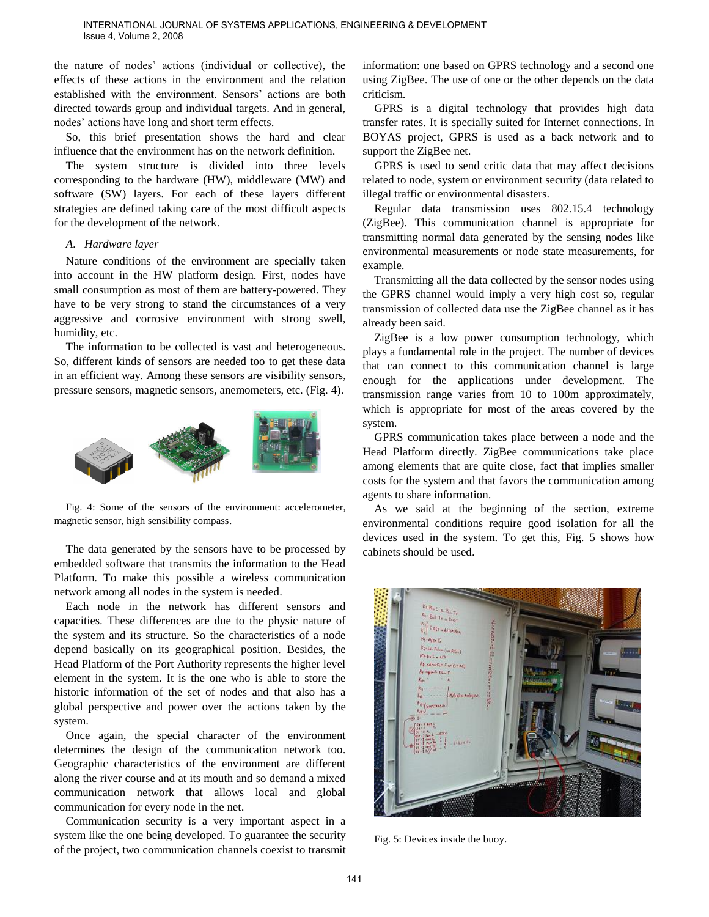the nature of nodes' actions (individual or collective), the effects of these actions in the environment and the relation established with the environment. Sensors' actions are both directed towards group and individual targets. And in general, nodes' actions have long and short term effects.

So, this brief presentation shows the hard and clear influence that the environment has on the network definition.

The system structure is divided into three levels corresponding to the hardware (HW), middleware (MW) and software (SW) layers. For each of these layers different strategies are defined taking care of the most difficult aspects for the development of the network.

### *A. Hardware layer*

Nature conditions of the environment are specially taken into account in the HW platform design. First, nodes have small consumption as most of them are battery-powered. They have to be very strong to stand the circumstances of a very aggressive and corrosive environment with strong swell, humidity, etc.

The information to be collected is vast and heterogeneous. So, different kinds of sensors are needed too to get these data in an efficient way. Among these sensors are visibility sensors, pressure sensors, magnetic sensors, anemometers, etc. (Fig. 4).

Fig. 4: Some of the sensors of the environment: accelerometer, magnetic sensor, high sensibility compass.

The data generated by the sensors have to be processed by embedded software that transmits the information to the Head Platform. To make this possible a wireless communication network among all nodes in the system is needed.

Each node in the network has different sensors and capacities. These differences are due to the physic nature of the system and its structure. So the characteristics of a node depend basically on its geographical position. Besides, the Head Platform of the Port Authority represents the higher level element in the system. It is the one who is able to store the historic information of the set of nodes and that also has a global perspective and power over the actions taken by the system.

Once again, the special character of the environment determines the design of the communication network too. Geographic characteristics of the environment are different along the river course and at its mouth and so demand a mixed communication network that allows local and global communication for every node in the net.

Communication security is a very important aspect in a system like the one being developed. To guarantee the security of the project, two communication channels coexist to transmit information: one based on GPRS technology and a second one using ZigBee. The use of one or the other depends on the data criticism.

GPRS is a digital technology that provides high data transfer rates. It is specially suited for Internet connections. In BOYAS project, GPRS is used as a back network and to support the ZigBee net.

GPRS is used to send critic data that may affect decisions related to node, system or environment security (data related to illegal traffic or environmental disasters.

Regular data transmission uses 802.15.4 technology (ZigBee). This communication channel is appropriate for transmitting normal data generated by the sensing nodes like environmental measurements or node state measurements, for example.

Transmitting all the data collected by the sensor nodes using the GPRS channel would imply a very high cost so, regular transmission of collected data use the ZigBee channel as it has already been said.

ZigBee is a low power consumption technology, which plays a fundamental role in the project. The number of devices that can connect to this communication channel is large enough for the applications under development. The transmission range varies from 10 to 100m approximately, which is appropriate for most of the areas covered by the system.

GPRS communication takes place between a node and the Head Platform directly. ZigBee communications take place among elements that are quite close, fact that implies smaller costs for the system and that favors the communication among agents to share information.

As we said at the beginning of the section, extreme environmental conditions require good isolation for all the devices used in the system. To get this, Fig. 5 shows how cabinets should be used.

Fig. 5: Devices inside the buoy.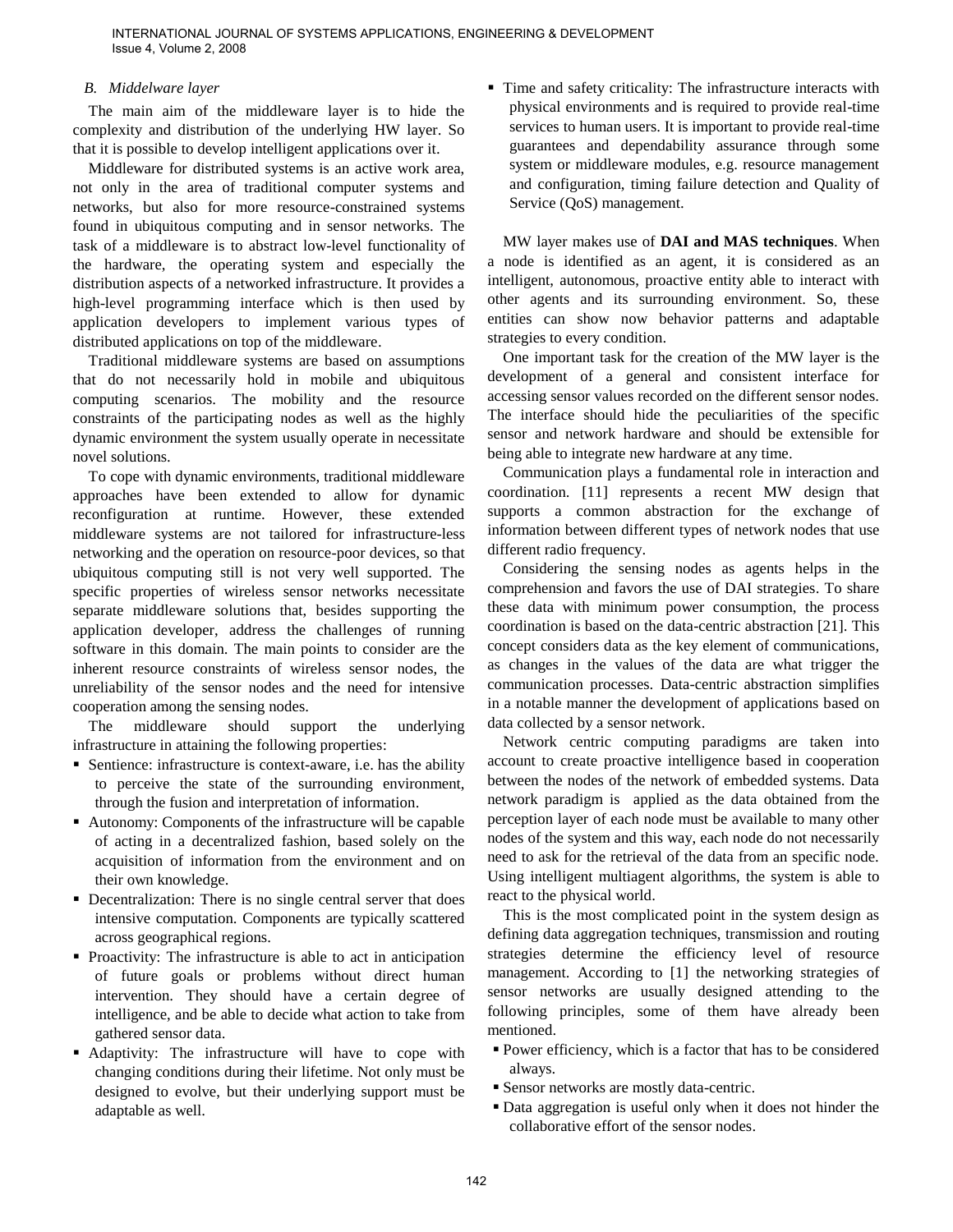### *B. Middelware layer*

The main aim of the middleware layer is to hide the complexity and distribution of the underlying HW layer. So that it is possible to develop intelligent applications over it.

Middleware for distributed systems is an active work area, not only in the area of traditional computer systems and networks, but also for more resource-constrained systems found in ubiquitous computing and in sensor networks. The task of a middleware is to abstract low-level functionality of the hardware, the operating system and especially the distribution aspects of a networked infrastructure. It provides a high-level programming interface which is then used by application developers to implement various types of distributed applications on top of the middleware.

Traditional middleware systems are based on assumptions that do not necessarily hold in mobile and ubiquitous computing scenarios. The mobility and the resource constraints of the participating nodes as well as the highly dynamic environment the system usually operate in necessitate novel solutions.

To cope with dynamic environments, traditional middleware approaches have been extended to allow for dynamic reconfiguration at runtime. However, these extended middleware systems are not tailored for infrastructure-less networking and the operation on resource-poor devices, so that ubiquitous computing still is not very well supported. The specific properties of wireless sensor networks necessitate separate middleware solutions that, besides supporting the application developer, address the challenges of running software in this domain. The main points to consider are the inherent resource constraints of wireless sensor nodes, the unreliability of the sensor nodes and the need for intensive cooperation among the sensing nodes.

The middleware should support the underlying infrastructure in attaining the following properties:

- Sentience: infrastructure is context-aware, i.e. has the ability to perceive the state of the surrounding environment, through the fusion and interpretation of information.
- Autonomy: Components of the infrastructure will be capable of acting in a decentralized fashion, based solely on the acquisition of information from the environment and on their own knowledge.
- Decentralization: There is no single central server that does intensive computation. Components are typically scattered across geographical regions.
- Proactivity: The infrastructure is able to act in anticipation of future goals or problems without direct human intervention. They should have a certain degree of intelligence, and be able to decide what action to take from gathered sensor data.
- Adaptivity: The infrastructure will have to cope with changing conditions during their lifetime. Not only must be designed to evolve, but their underlying support must be adaptable as well.
- Time and safety criticality: The infrastructure interacts with physical environments and is required to provide real-time services to human users. It is important to provide real-time guarantees and dependability assurance through some system or middleware modules, e.g. resource management and configuration, timing failure detection and Quality of Service (QoS) management.

MW layer makes use of **DAI and MAS techniques**. When a node is identified as an agent, it is considered as an intelligent, autonomous, proactive entity able to interact with other agents and its surrounding environment. So, these entities can show now behavior patterns and adaptable strategies to every condition.

One important task for the creation of the MW layer is the development of a general and consistent interface for accessing sensor values recorded on the different sensor nodes. The interface should hide the peculiarities of the specific sensor and network hardware and should be extensible for being able to integrate new hardware at any time.

Communication plays a fundamental role in interaction and coordination. [11] represents a recent MW design that supports a common abstraction for the exchange of information between different types of network nodes that use different radio frequency.

Considering the sensing nodes as agents helps in the comprehension and favors the use of DAI strategies. To share these data with minimum power consumption, the process coordination is based on the data-centric abstraction [21]. This concept considers data as the key element of communications, as changes in the values of the data are what trigger the communication processes. Data-centric abstraction simplifies in a notable manner the development of applications based on data collected by a sensor network.

Network centric computing paradigms are taken into account to create proactive intelligence based in cooperation between the nodes of the network of embedded systems. Data network paradigm is applied as the data obtained from the perception layer of each node must be available to many other nodes of the system and this way, each node do not necessarily need to ask for the retrieval of the data from an specific node. Using intelligent multiagent algorithms, the system is able to react to the physical world.

This is the most complicated point in the system design as defining data aggregation techniques, transmission and routing strategies determine the efficiency level of resource management. According to [1] the networking strategies of sensor networks are usually designed attending to the following principles, some of them have already been mentioned.

- Power efficiency, which is a factor that has to be considered always.
- Sensor networks are mostly data-centric.
- Data aggregation is useful only when it does not hinder the collaborative effort of the sensor nodes.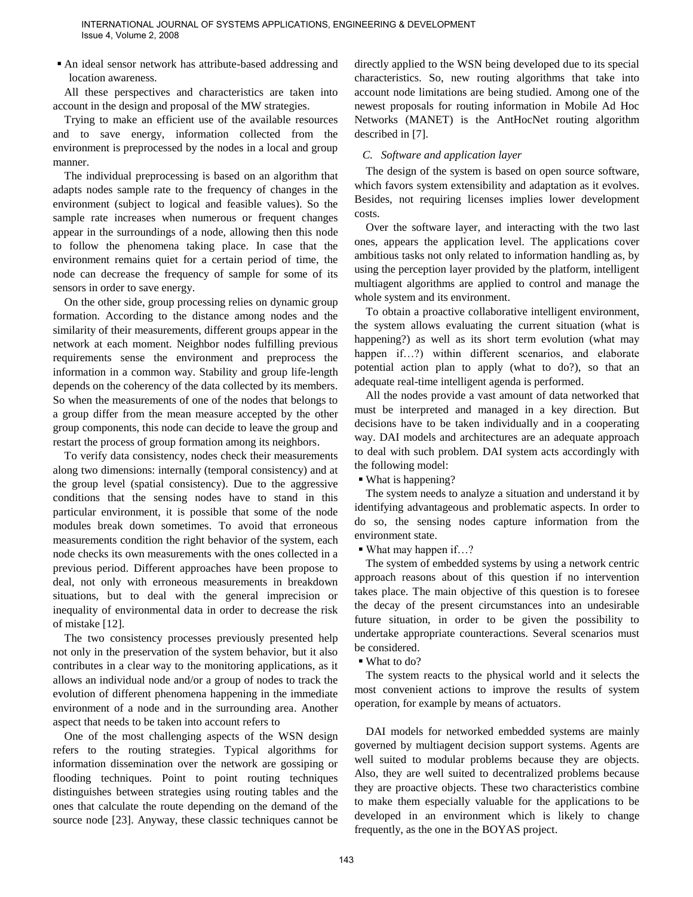- An ideal sensor network has attribute-based addressing and location awareness.

All these perspectives and characteristics are taken into account in the design and proposal of the MW strategies.

Trying to make an efficient use of the available resources and to save energy, information collected from the environment is preprocessed by the nodes in a local and group manner.

The individual preprocessing is based on an algorithm that adapts nodes sample rate to the frequency of changes in the environment (subject to logical and feasible values). So the sample rate increases when numerous or frequent changes appear in the surroundings of a node, allowing then this node to follow the phenomena taking place. In case that the environment remains quiet for a certain period of time, the node can decrease the frequency of sample for some of its sensors in order to save energy.

On the other side, group processing relies on dynamic group formation. According to the distance among nodes and the similarity of their measurements, different groups appear in the network at each moment. Neighbor nodes fulfilling previous requirements sense the environment and preprocess the information in a common way. Stability and group life-length depends on the coherency of the data collected by its members. So when the measurements of one of the nodes that belongs to a group differ from the mean measure accepted by the other group components, this node can decide to leave the group and restart the process of group formation among its neighbors.

To verify data consistency, nodes check their measurements along two dimensions: internally (temporal consistency) and at the group level (spatial consistency). Due to the aggressive conditions that the sensing nodes have to stand in this particular environment, it is possible that some of the node modules break down sometimes. To avoid that erroneous measurements condition the right behavior of the system, each node checks its own measurements with the ones collected in a previous period. Different approaches have been propose to deal, not only with erroneous measurements in breakdown situations, but to deal with the general imprecision or inequality of environmental data in order to decrease the risk of mistake [12].

The two consistency processes previously presented help not only in the preservation of the system behavior, but it also contributes in a clear way to the monitoring applications, as it allows an individual node and/or a group of nodes to track the evolution of different phenomena happening in the immediate environment of a node and in the surrounding area. Another aspect that needs to be taken into account refers to

One of the most challenging aspects of the WSN design refers to the routing strategies. Typical algorithms for information dissemination over the network are gossiping or flooding techniques. Point to point routing techniques distinguishes between strategies using routing tables and the ones that calculate the route depending on the demand of the source node [23]. Anyway, these classic techniques cannot be directly applied to the WSN being developed due to its special characteristics. So, new routing algorithms that take into account node limitations are being studied. Among one of the newest proposals for routing information in Mobile Ad Hoc Networks (MANET) is the AntHocNet routing algorithm described in [7].

### C. Software and application layer

The design of the system is based on open source software, which favors system extensibility and adaptation as it evolves. Besides, not requiring licenses implies lower development costs.

Over the software layer, and interacting with the two last ones, appears the application level. The applications cover ambitious tasks not only related to information handling as, by using the perception layer provided by the platform, intelligent multiagent algorithms are applied to control and manage the whole system and its environment.

To obtain a proactive collaborative intelligent environment, the system allows evaluating the current situation (what is happening?) as well as its short term evolution (what may happen if…?) within different scenarios, and elaborate potential action plan to apply (what to do?), so that an adequate real-time intelligent agenda is performed.

All the nodes provide a vast amount of data networked that must be interpreted and managed in a key direction. But decisions have to be taken individually and in a cooperating way. DAI models and architectures are an adequate approach to deal with such problem. DAI system acts accordingly with the following model:

- What is happening?

The system needs to analyze a situation and understand it by identifying advantageous and problematic aspects. In order to do so, the sensing nodes capture information from the environment state.

- What may happen if…?

The system of embedded systems by using a network centric approach reasons about of this question if no intervention takes place. The main objective of this question is to foresee the decay of the present circumstances into an undesirable future situation, in order to be given the possibility to undertake appropriate counteractions. Several scenarios must be considered.

- What to do?

The system reacts to the physical world and it selects the most convenient actions to improve the results of system operation, for example by means of actuators.

DAI models for networked embedded systems are mainly governed by multiagent decision support systems. Agents are well suited to modular problems because they are objects. Also, they are well suited to decentralized problems because they are proactive objects. These two characteristics combine to make them especially valuable for the applications to be developed in an environment which is likely to change frequently, as the one in the BOYAS project.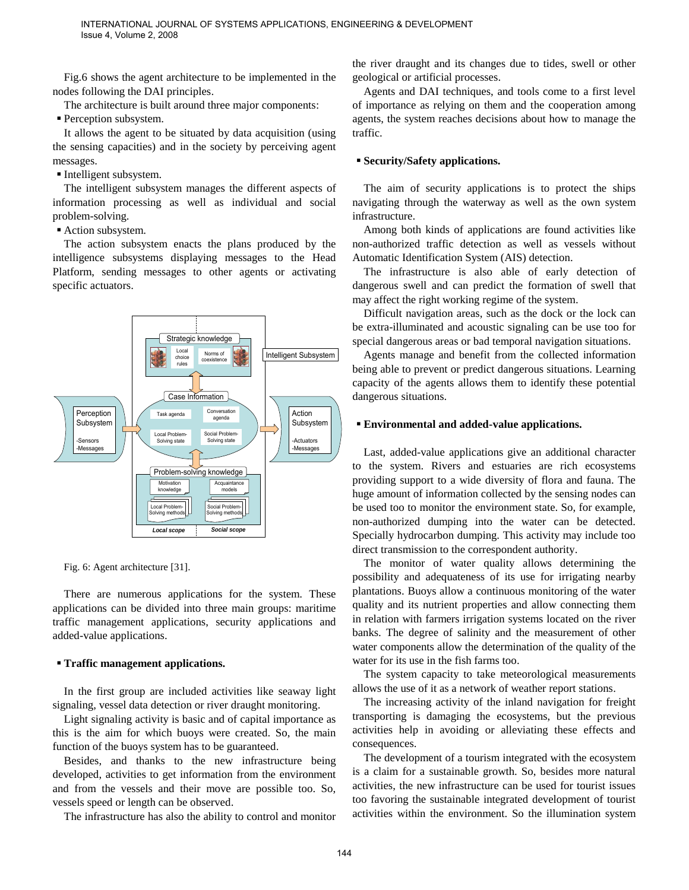Fig.6 shows the agent architecture to be implemented in the nodes following the DAI principles.

The architecture is built around three major components:

- Perception subsystem.

It allows the agent to be situated by data acquisition (using the sensing capacities) and in the society by perceiving agent messages.

- Intelligent subsystem.

The intelligent subsystem manages the different aspects of information processing as well as individual and social problem-solving.

- Action subsystem.

The action subsystem enacts the plans produced by the intelligence subsystems displaying messages to the Head Platform, sending messages to other agents or activating specific actuators.

Fig. 6: Agent architecture [31].

There are numerous applications for the system. These applications can be divided into three main groups: maritime traffic management applications, security applications and added-value applications.

- **Traffic management applications.**

In the first group are included activities like seaway light signaling, vessel data detection or river draught monitoring.

Light signaling activity is basic and of capital importance as this is the aim for which buoys were created. So, the main function of the buoys system has to be guaranteed.

Besides, and thanks to the new infrastructure being developed, activities to get information from the environment and from the vessels and their move are possible too. So, vessels speed or length can be observed.

The infrastructure has also the ability to control and monitor the river draught and its changes due to tides, swell or other geological or artificial processes.

Agents and DAI techniques, and tools come to a first level of importance as relying on them and the cooperation among agents, the system reaches decisions about how to manage the traffic.

- **Security/Safety applications.**

The aim of security applications is to protect the ships navigating through the waterway as well as the own system infrastructure.

Among both kinds of applications are found activities like non-authorized traffic detection as well as vessels without Automatic Identification System (AIS) detection.

The infrastructure is also able of early detection of dangerous swell and can predict the formation of swell that may affect the right working regime of the system.

Difficult navigation areas, such as the dock or the lock can be extra-illuminated and acoustic signaling can be use too for special dangerous areas or bad temporal navigation situations.

Agents manage and benefit from the collected information being able to prevent or predict dangerous situations. Learning capacity of the agents allows them to identify these potential dangerous situations.

- **Environmental and added-value applications.**

Last, added-value applications give an additional character to the system. Rivers and estuaries are rich ecosystems providing support to a wide diversity of flora and fauna. The huge amount of information collected by the sensing nodes can be used too to monitor the environment state. So, for example, non-authorized dumping into the water can be detected. Specially hydrocarbon dumping. This activity may include too direct transmission to the correspondent authority.

The monitor of water quality allows determining the possibility and adequateness of its use for irrigating nearby plantations. Buoys allow a continuous monitoring of the water quality and its nutrient properties and allow connecting them in relation with farmers irrigation systems located on the river banks. The degree of salinity and the measurement of other water components allow the determination of the quality of the water for its use in the fish farms too.

The system capacity to take meteorological measurements allows the use of it as a network of weather report stations.

The increasing activity of the inland navigation for freight transporting is damaging the ecosystems, but the previous activities help in avoiding or alleviating these effects and consequences.

The development of a tourism integrated with the ecosystem is a claim for a sustainable growth. So, besides more natural activities, the new infrastructure can be used for tourist issues too favoring the sustainable integrated development of tourist activities within the environment. So the illumination system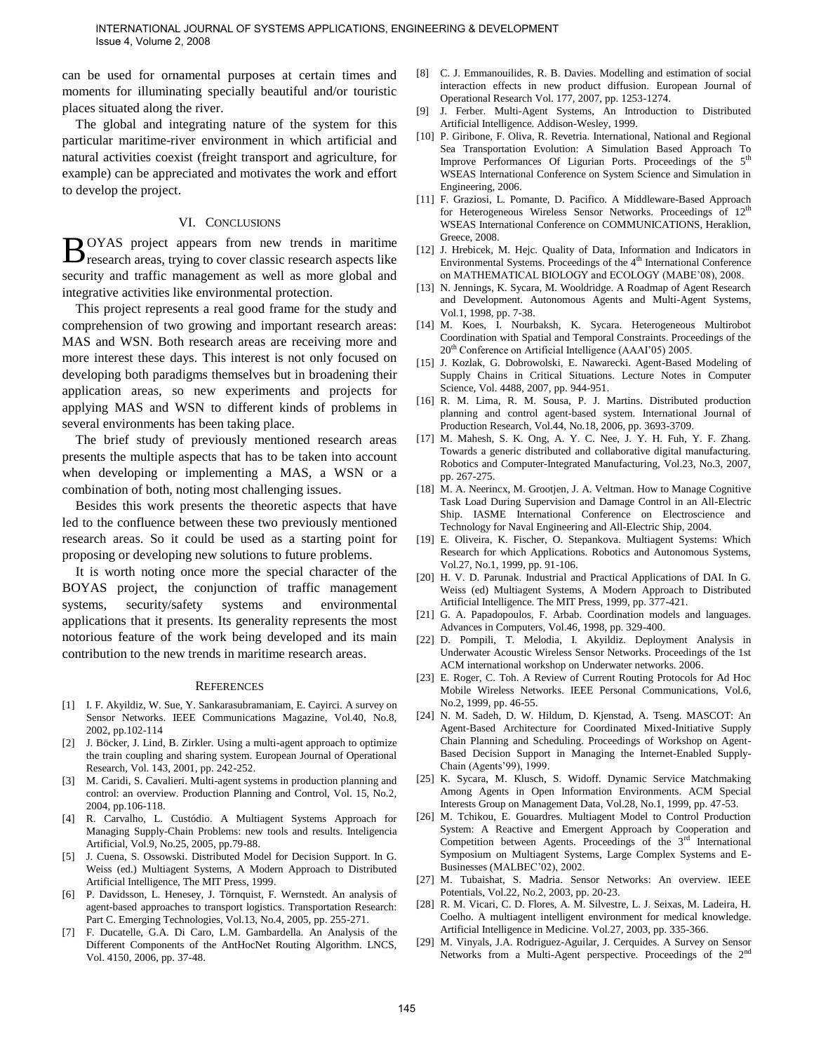can be used for ornamental purposes at certain times and moments for illuminating specially beautiful and/or touristic places situated along the river.

The global and integrating nature of the system for this particular maritime-river environment in which artificial and natural activities coexist (freight transport and agriculture, for example) can be appreciated and motivates the work and effort to develop the project.

## VI. Conclusions

BOYAS project appears from new trends in maritime research areas, trying to cover classic research aspects like security and traffic management as well as more global and integrative activities like environmental protection.

This project represents a real good frame for the study and comprehension of two growing and important research areas: MAS and WSN. Both research areas are receiving more and more interest these days. This interest is not only focused on developing both paradigms themselves but in broadening their application areas, so new experiments and projects for applying MAS and WSN to different kinds of problems in several environments has been taking place.

The brief study of previously mentioned research areas presents the multiple aspects that has to be taken into account when developing or implementing a MAS, a WSN or a combination of both, noting most challenging issues.

Besides this work presents the theoretic aspects that have led to the confluence between these two previously mentioned research areas. So it could be used as a starting point for proposing or developing new solutions to future problems.

It is worth noting once more the special character of the BOYAS project, the conjunction of traffic management systems, security/safety systems and environmental applications that it presents. Its generality represents the most notorious feature of the work being developed and its main contribution to the new trends in maritime research areas.

## References

[1] I. F. Akyildiz, W. Sue, Y. Sankarasubramaniam, E. Cayirci. A survey on Sensor Networks. IEEE Communications Magazine, Vol.40, No.8, 2002, pp.102-114

[2] J. Böcker, J. Lind, B. Zirkler. Using a multi-agent approach to optimize the train coupling and sharing system. European Journal of Operational Research, Vol. 143, 2001, pp. 242-252.

[3] M. Caridi, S. Cavalieri. Multi-agent systems in production planning and control: an overview. Production Planning and Control, Vol. 15, No.2, 2004, pp.106-118.

[4] R. Carvalho, L. Custódio. A Multiagent Systems Approach for Managing Supply-Chain Problems: new tools and results. Inteligencia Artificial, Vol.9, No.25, 2005, pp.79-88.

[5] J. Cuena, S. Ossowski. Distributed Model for Decision Support. In G. Weiss (ed.) Multiagent Systems, A Modern Approach to Distributed Artificial Intelligence, The MIT Press, 1999.

[6] P. Davidsson, L. Henesey, J. Törnquist, F. Wernstedt. An analysis of agent-based approaches to transport logistics. Transportation Research: Part C. Emerging Technologies, Vol.13, No.4, 2005, pp. 255-271.

[7] F. Ducatelle, G.A. Di Caro, L.M. Gambardella. An Analysis of the Different Components of the AntHocNet Routing Algorithm. LNCS, Vol. 4150, 2006, pp. 37-48.

[8] C. J. Emmanouilides, R. B. Davies. Modelling and estimation of social interaction effects in new product diffusion. European Journal of Operational Research Vol. 177, 2007, pp. 1253-1274.

[9] J. Ferber. Multi-Agent Systems, An Introduction to Distributed Artificial Intelligence. Addison-Wesley, 1999.

[10] P. Giribone, F. Oliva, R. Revetria. International, National and Regional Sea Transportation Evolution: A Simulation Based Approach To Improve Performances Of Ligurian Ports. Proceedings of the 5th WSEAS International Conference on System Science and Simulation in Engineering, 2006.

[11] F. Graziosi, L. Pomante, D. Pacifico. A Middleware-Based Approach for Heterogeneous Wireless Sensor Networks. Proceedings of 12th WSEAS International Conference on COMMUNICATIONS, Heraklion, Greece, 2008.

[12] J. Hrebicek, M. Hejc. Quality of Data, Information and Indicators in Environmental Systems. Proceedings of the 4th International Conference on MATHEMATICAL BIOLOGY and ECOLOGY (MABE'08), 2008.

[13] N. Jennings, K. Sycara, M. Wooldridge. A Roadmap of Agent Research and Development. Autonomous Agents and Multi-Agent Systems, Vol.1, 1998, pp. 7-38.

[14] M. Koes, I. Nourbaksh, K. Sycara. Heterogeneous Multirobot Coordination with Spatial and Temporal Constraints. Proceedings of the 20th Conference on Artificial Intelligence (AAAI'05) 2005.

[15] J. Kozlak, G. Dobrowolski, E. Nawarecki. Agent-Based Modeling of Supply Chains in Critical Situations. Lecture Notes in Computer Science, Vol. 4488, 2007, pp. 944-951.

[16] R. M. Lima, R. M. Sousa, P. J. Martins. Distributed production planning and control agent-based system. International Journal of Production Research, Vol.44, No.18, 2006, pp. 3693-3709.

[17] M. Mahesh, S. K. Ong, A. Y. C. Nee, J. Y. H. Fuh, Y. F. Zhang. Towards a generic distributed and collaborative digital manufacturing. Robotics and Computer-Integrated Manufacturing, Vol.23, No.3, 2007, pp. 267-275.

[18] M. A. Neerincx, M. Grootjen, J. A. Veltman. How to Manage Cognitive Task Load During Supervision and Damage Control in an All-Electric Ship. IASME International Conference on Electroscience and Technology for Naval Engineering and All-Electric Ship, 2004.

[19] E. Oliveira, K. Fischer, O. Stepankova. Multiagent Systems: Which Research for which Applications. Robotics and Autonomous Systems, Vol.27, No.1, 1999, pp. 91-106.

[20] H. V. D. Parunak. Industrial and Practical Applications of DAI. In G. Weiss (ed) Multiagent Systems, A Modern Approach to Distributed Artificial Intelligence. The MIT Press, 1999, pp. 377-421.

[21] G. A. Papadopoulos, F. Arbab. Coordination models and languages. Advances in Computers, Vol.46, 1998, pp. 329-400.

[22] D. Pompili, T. Melodia, I. Akyildiz. Deployment Analysis in Underwater Acoustic Wireless Sensor Networks. Proceedings of the 1st ACM international workshop on Underwater networks. 2006.

[23] E. Roger, C. Toh. A Review of Current Routing Protocols for Ad Hoc Mobile Wireless Networks. IEEE Personal Communications, Vol.6, No.2, 1999, pp. 46-55.

[24] N. M. Sadeh, D. W. Hildum, D. Kjenstad, A. Tseng. MASCOT: An Agent-Based Architecture for Coordinated Mixed-Initiative Supply Chain Planning and Scheduling. Proceedings of Workshop on Agent-Based Decision Support in Managing the Internet-Enabled Supply-Chain (Agents'99), 1999.

[25] K. Sycara, M. Klusch, S. Widoff. Dynamic Service Matchmaking Among Agents in Open Information Environments. ACM Special Interests Group on Management Data, Vol.28, No.1, 1999, pp. 47-53.

[26] M. Tchikou, E. Gouardres. Multiagent Model to Control Production System: A Reactive and Emergent Approach by Cooperation and Competition between Agents. Proceedings of the 3rd International Symposium on Multiagent Systems, Large Complex Systems and E-Businesses (MALBEC'02), 2002.

[27] M. Tubaishat, S. Madria. Sensor Networks: An overview. IEEE Potentials, Vol.22, No.2, 2003, pp. 20-23.

[28] R. M. Vicari, C. D. Flores, A. M. Silvestre, L. J. Seixas, M. Ladeira, H. Coelho. A multiagent intelligent environment for medical knowledge. Artificial Intelligence in Medicine. Vol.27, 2003, pp. 335-366.

[29] M. Vinyals, J.A. Rodriguez-Aguilar, J. Cerquides. A Survey on Sensor Networks from a Multi-Agent perspective. Proceedings of the 2nd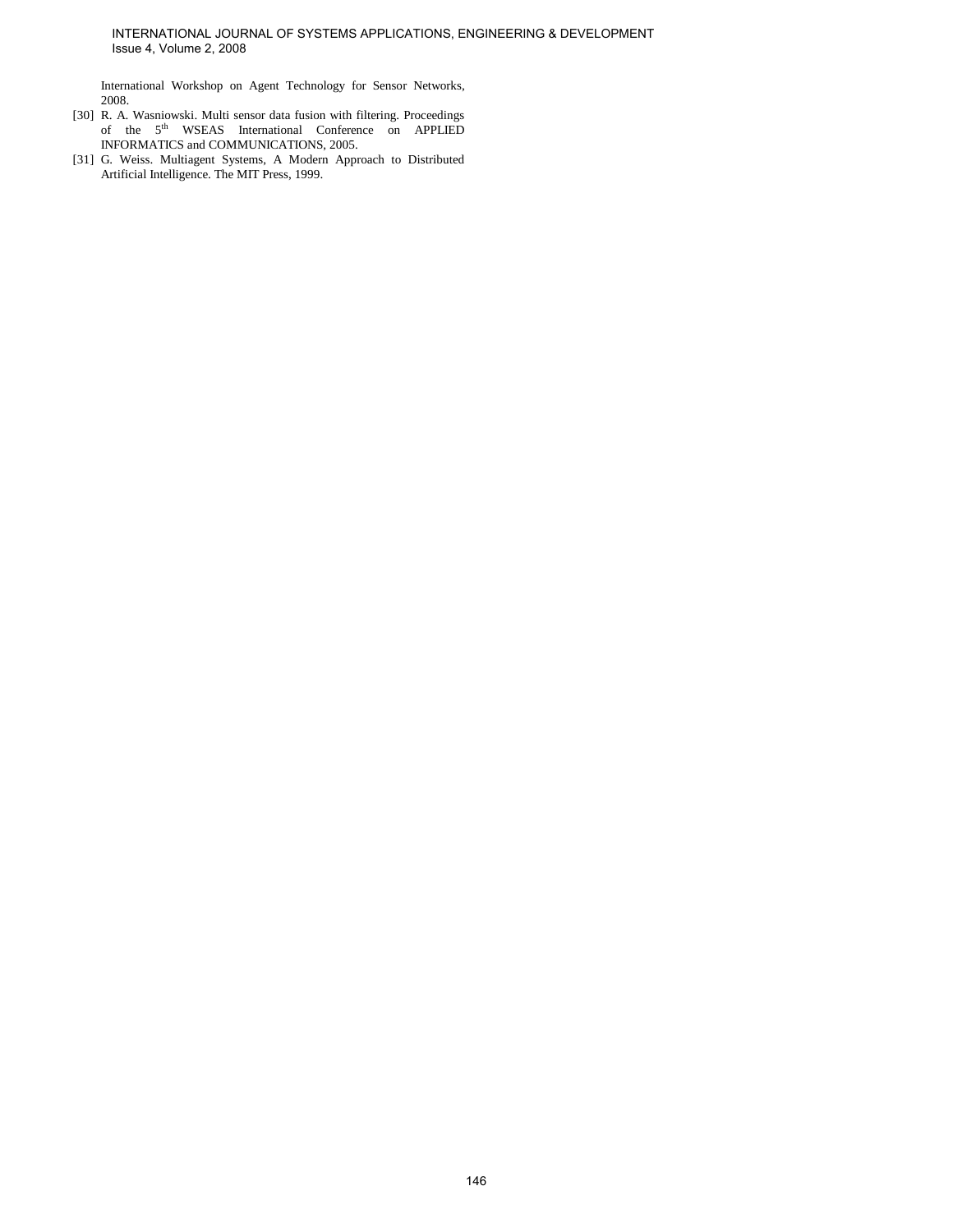International Workshop on Agent Technology for Sensor Networks, 2008.

[30] R. A. Wasniowski. Multi sensor data fusion with filtering. Proceedings of the 5th WSEAS International Conference on APPLIED INFORMATICS and COMMUNICATIONS, 2005.

[31] G. Weiss. Multiagent Systems, A Modern Approach to Distributed Artificial Intelligence. The MIT Press, 1999.